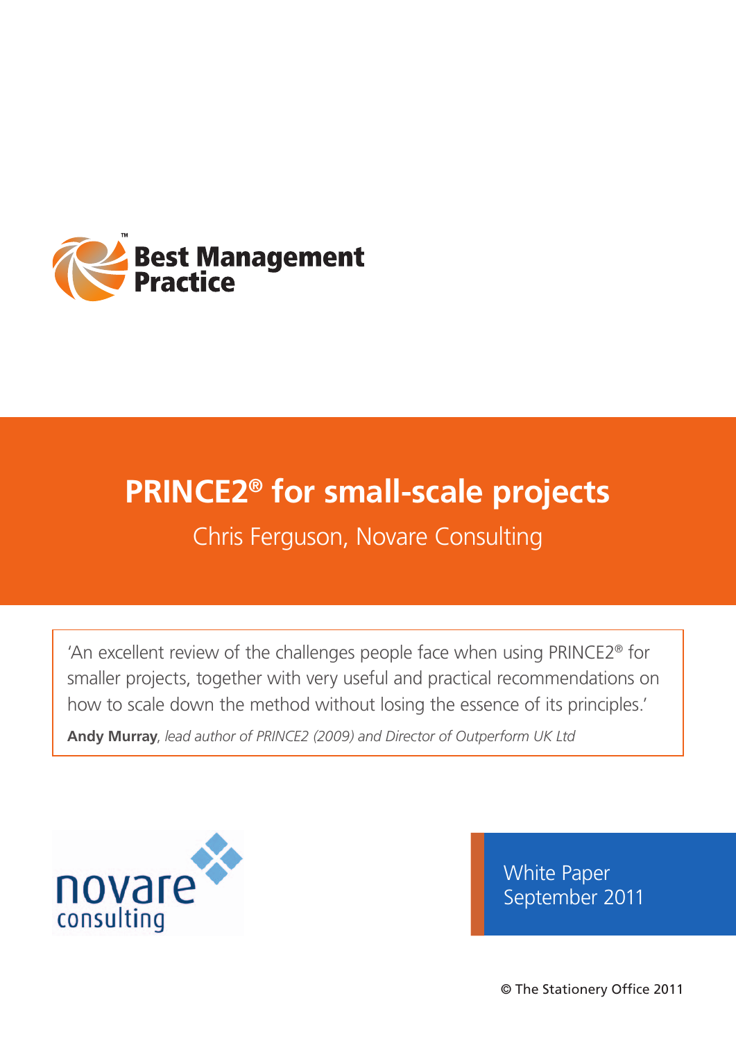Best Management Practice

# PRINCE2® for small-scale projects

Chris Ferguson, Novare Consulting

> 'An excellent review of the challenges people face when using PRINCE2® for smaller projects, together with very useful and practical recommendations on how to scale down the method without losing the essence of its principles.'
>
> **Andy Murray**, *lead author of PRINCE2 (2009) and Director of Outperform UK Ltd*

novare consulting

White Paper
September 2011

© The Stationery Office 2011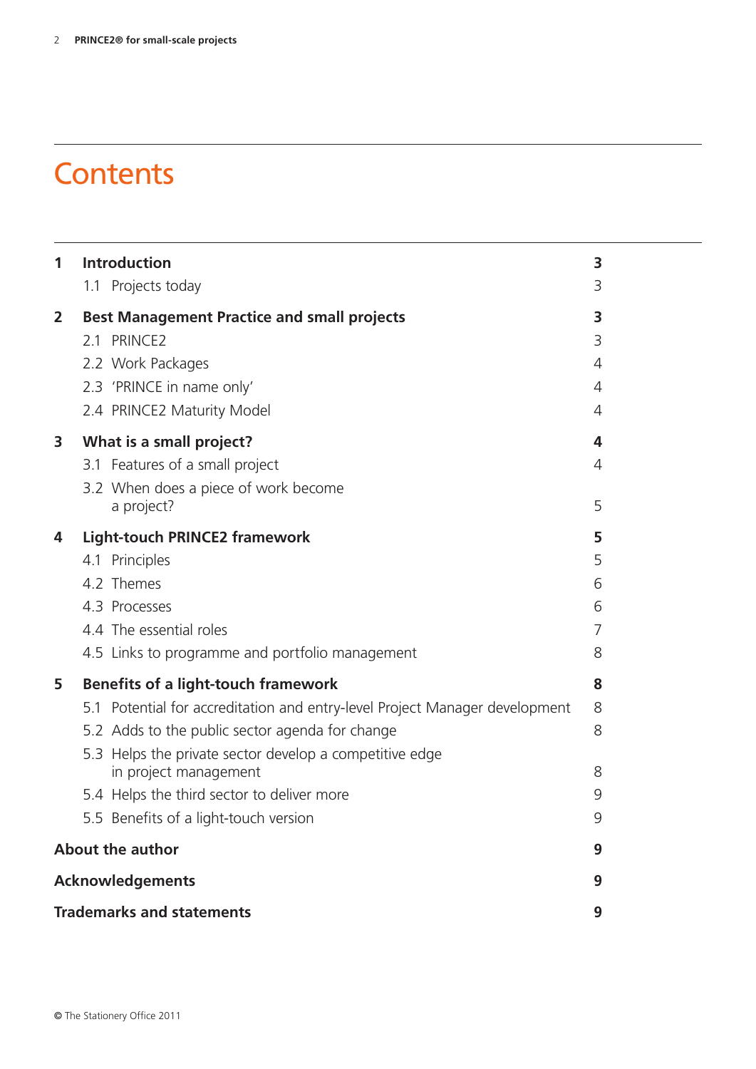# Contents

| | | |
|---|---|---|
| **1** | **Introduction** | **3** |
| | 1.1 Projects today | 3 |
| **2** | **Best Management Practice and small projects** | **3** |
| | 2.1 PRINCE2 | 3 |
| | 2.2 Work Packages | 4 |
| | 2.3 'PRINCE in name only' | 4 |
| | 2.4 PRINCE2 Maturity Model | 4 |
| **3** | **What is a small project?** | **4** |
| | 3.1 Features of a small project | 4 |
| | 3.2 When does a piece of work become a project? | 5 |
| **4** | **Light-touch PRINCE2 framework** | **5** |
| | 4.1 Principles | 5 |
| | 4.2 Themes | 6 |
| | 4.3 Processes | 6 |
| | 4.4 The essential roles | 7 |
| | 4.5 Links to programme and portfolio management | 8 |
| **5** | **Benefits of a light-touch framework** | **8** |
| | 5.1 Potential for accreditation and entry-level Project Manager development | 8 |
| | 5.2 Adds to the public sector agenda for change | 8 |
| | 5.3 Helps the private sector develop a competitive edge in project management | 8 |
| | 5.4 Helps the third sector to deliver more | 9 |
| | 5.5 Benefits of a light-touch version | 9 |
| **About the author** | | **9** |
| **Acknowledgements** | | **9** |
| **Trademarks and statements** | | **9** |

© The Stationery Office 2011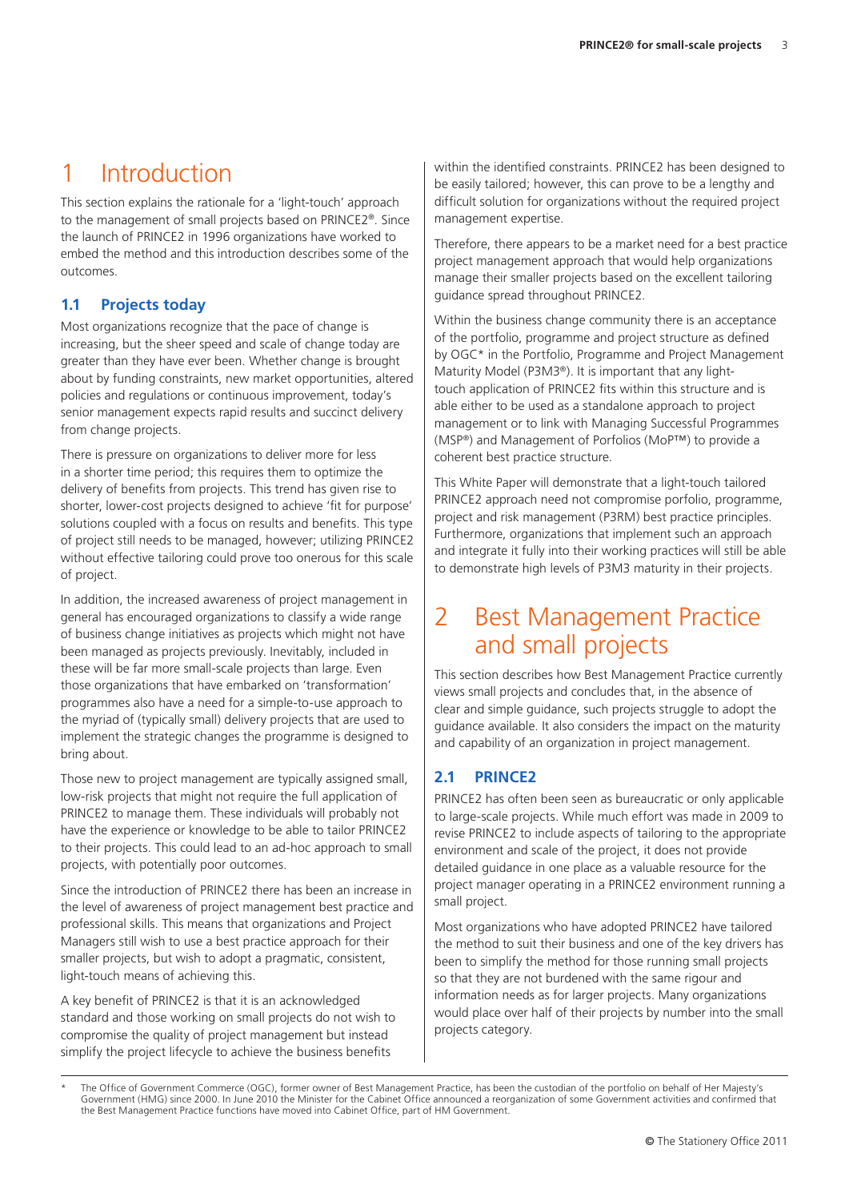# 1 Introduction

This section explains the rationale for a 'light-touch' approach to the management of small projects based on PRINCE2®. Since the launch of PRINCE2 in 1996 organizations have worked to embed the method and this introduction describes some of the outcomes.

## 1.1 Projects today

Most organizations recognize that the pace of change is increasing, but the sheer speed and scale of change today are greater than they have ever been. Whether change is brought about by funding constraints, new market opportunities, altered policies and regulations or continuous improvement, today's senior management expects rapid results and succinct delivery from change projects.

There is pressure on organizations to deliver more for less in a shorter time period; this requires them to optimize the delivery of benefits from projects. This trend has given rise to shorter, lower-cost projects designed to achieve 'fit for purpose' solutions coupled with a focus on results and benefits. This type of project still needs to be managed, however; utilizing PRINCE2 without effective tailoring could prove too onerous for this scale of project.

In addition, the increased awareness of project management in general has encouraged organizations to classify a wide range of business change initiatives as projects which might not have been managed as projects previously. Inevitably, included in these will be far more small-scale projects than large. Even those organizations that have embarked on 'transformation' programmes also have a need for a simple-to-use approach to the myriad of (typically small) delivery projects that are used to implement the strategic changes the programme is designed to bring about.

Those new to project management are typically assigned small, low-risk projects that might not require the full application of PRINCE2 to manage them. These individuals will probably not have the experience or knowledge to be able to tailor PRINCE2 to their projects. This could lead to an ad-hoc approach to small projects, with potentially poor outcomes.

Since the introduction of PRINCE2 there has been an increase in the level of awareness of project management best practice and professional skills. This means that organizations and Project Managers still wish to use a best practice approach for their smaller projects, but wish to adopt a pragmatic, consistent, light-touch means of achieving this.

A key benefit of PRINCE2 is that it is an acknowledged standard and those working on small projects do not wish to compromise the quality of project management but instead simplify the project lifecycle to achieve the business benefits within the identified constraints. PRINCE2 has been designed to be easily tailored; however, this can prove to be a lengthy and difficult solution for organizations without the required project management expertise.

Therefore, there appears to be a market need for a best practice project management approach that would help organizations manage their smaller projects based on the excellent tailoring guidance spread throughout PRINCE2.

Within the business change community there is an acceptance of the portfolio, programme and project structure as defined by OGC* in the Portfolio, Programme and Project Management Maturity Model (P3M3®). It is important that any light-touch application of PRINCE2 fits within this structure and is able either to be used as a standalone approach to project management or to link with Managing Successful Programmes (MSP®) and Management of Porfolios (MoP™) to provide a coherent best practice structure.

This White Paper will demonstrate that a light-touch tailored PRINCE2 approach need not compromise porfolio, programme, project and risk management (P3RM) best practice principles. Furthermore, organizations that implement such an approach and integrate it fully into their working practices will still be able to demonstrate high levels of P3M3 maturity in their projects.

# 2 Best Management Practice and small projects

This section describes how Best Management Practice currently views small projects and concludes that, in the absence of clear and simple guidance, such projects struggle to adopt the guidance available. It also considers the impact on the maturity and capability of an organization in project management.

## 2.1 PRINCE2

PRINCE2 has often been seen as bureaucratic or only applicable to large-scale projects. While much effort was made in 2009 to revise PRINCE2 to include aspects of tailoring to the appropriate environment and scale of the project, it does not provide detailed guidance in one place as a valuable resource for the project manager operating in a PRINCE2 environment running a small project.

Most organizations who have adopted PRINCE2 have tailored the method to suit their business and one of the key drivers has been to simplify the method for those running small projects so that they are not burdened with the same rigour and information needs as for larger projects. Many organizations would place over half of their projects by number into the small projects category.

---

\* The Office of Government Commerce (OGC), former owner of Best Management Practice, has been the custodian of the portfolio on behalf of Her Majesty's Government (HMG) since 2000. In June 2010 the Minister for the Cabinet Office announced a reorganization of some Government activities and confirmed that the Best Management Practice functions have moved into Cabinet Office, part of HM Government.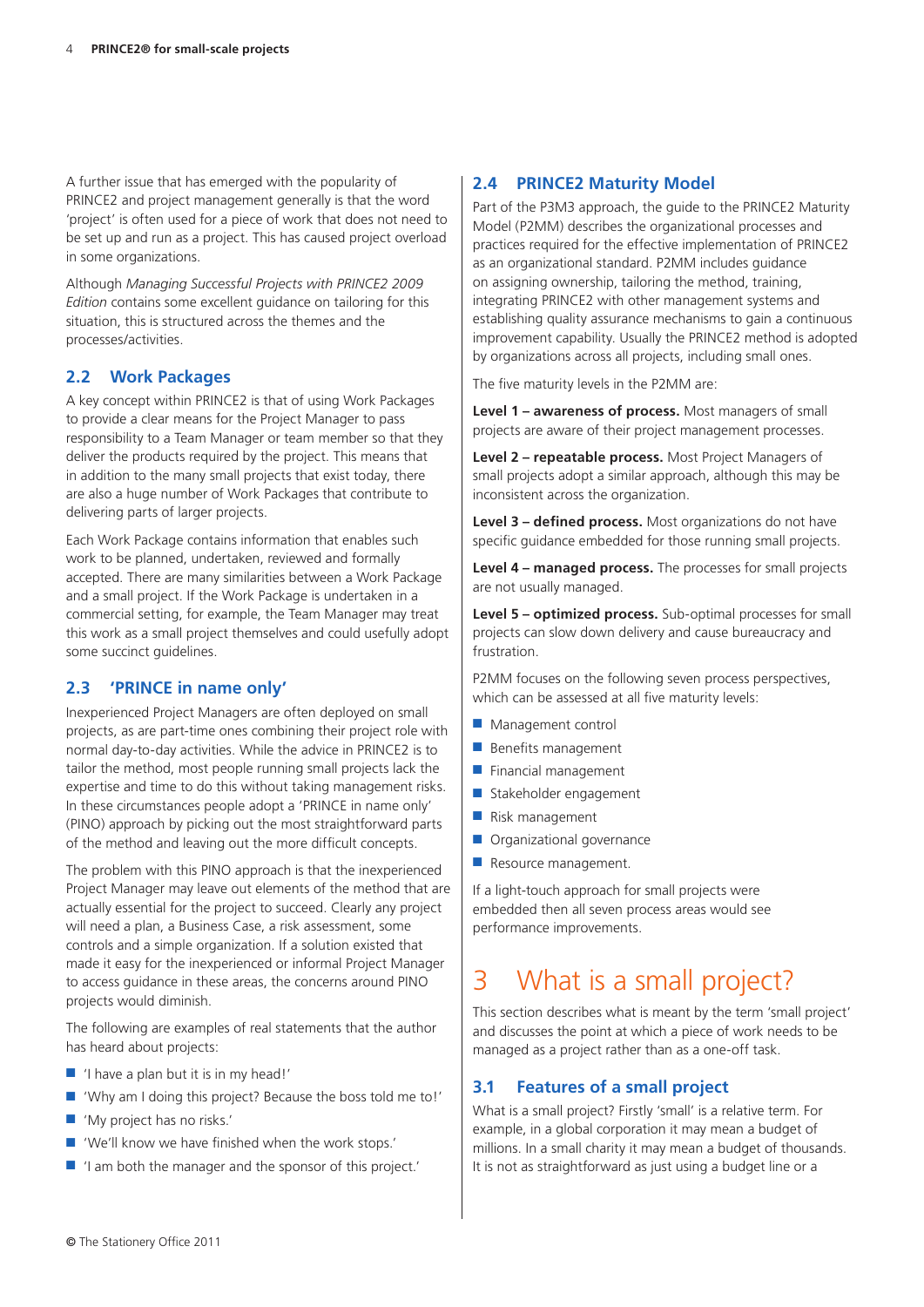A further issue that has emerged with the popularity of PRINCE2 and project management generally is that the word 'project' is often used for a piece of work that does not need to be set up and run as a project. This has caused project overload in some organizations.

Although *Managing Successful Projects with PRINCE2 2009 Edition* contains some excellent guidance on tailoring for this situation, this is structured across the themes and the processes/activities.

### 2.2 Work Packages

A key concept within PRINCE2 is that of using Work Packages to provide a clear means for the Project Manager to pass responsibility to a Team Manager or team member so that they deliver the products required by the project. This means that in addition to the many small projects that exist today, there are also a huge number of Work Packages that contribute to delivering parts of larger projects.

Each Work Package contains information that enables such work to be planned, undertaken, reviewed and formally accepted. There are many similarities between a Work Package and a small project. If the Work Package is undertaken in a commercial setting, for example, the Team Manager may treat this work as a small project themselves and could usefully adopt some succinct guidelines.

### 2.3 'PRINCE in name only'

Inexperienced Project Managers are often deployed on small projects, as are part-time ones combining their project role with normal day-to-day activities. While the advice in PRINCE2 is to tailor the method, most people running small projects lack the expertise and time to do this without taking management risks. In these circumstances people adopt a 'PRINCE in name only' (PINO) approach by picking out the most straightforward parts of the method and leaving out the more difficult concepts.

The problem with this PINO approach is that the inexperienced Project Manager may leave out elements of the method that are actually essential for the project to succeed. Clearly any project will need a plan, a Business Case, a risk assessment, some controls and a simple organization. If a solution existed that made it easy for the inexperienced or informal Project Manager to access guidance in these areas, the concerns around PINO projects would diminish.

The following are examples of real statements that the author has heard about projects:

- 'I have a plan but it is in my head!'
- 'Why am I doing this project? Because the boss told me to!'
- 'My project has no risks.'
- 'We'll know we have finished when the work stops.'
- 'I am both the manager and the sponsor of this project.'

### 2.4 PRINCE2 Maturity Model

Part of the P3M3 approach, the guide to the PRINCE2 Maturity Model (P2MM) describes the organizational processes and practices required for the effective implementation of PRINCE2 as an organizational standard. P2MM includes guidance on assigning ownership, tailoring the method, training, integrating PRINCE2 with other management systems and establishing quality assurance mechanisms to gain a continuous improvement capability. Usually the PRINCE2 method is adopted by organizations across all projects, including small ones.

The five maturity levels in the P2MM are:

**Level 1 – awareness of process.** Most managers of small projects are aware of their project management processes.

**Level 2 – repeatable process.** Most Project Managers of small projects adopt a similar approach, although this may be inconsistent across the organization.

**Level 3 – defined process.** Most organizations do not have specific guidance embedded for those running small projects.

**Level 4 – managed process.** The processes for small projects are not usually managed.

**Level 5 – optimized process.** Sub-optimal processes for small projects can slow down delivery and cause bureaucracy and frustration.

P2MM focuses on the following seven process perspectives, which can be assessed at all five maturity levels:

- Management control
- Benefits management
- Financial management
- Stakeholder engagement
- Risk management
- Organizational governance
- Resource management.

If a light-touch approach for small projects were embedded then all seven process areas would see performance improvements.

# 3 What is a small project?

This section describes what is meant by the term 'small project' and discusses the point at which a piece of work needs to be managed as a project rather than as a one-off task.

### 3.1 Features of a small project

What is a small project? Firstly 'small' is a relative term. For example, in a global corporation it may mean a budget of millions. In a small charity it may mean a budget of thousands. It is not as straightforward as just using a budget line or a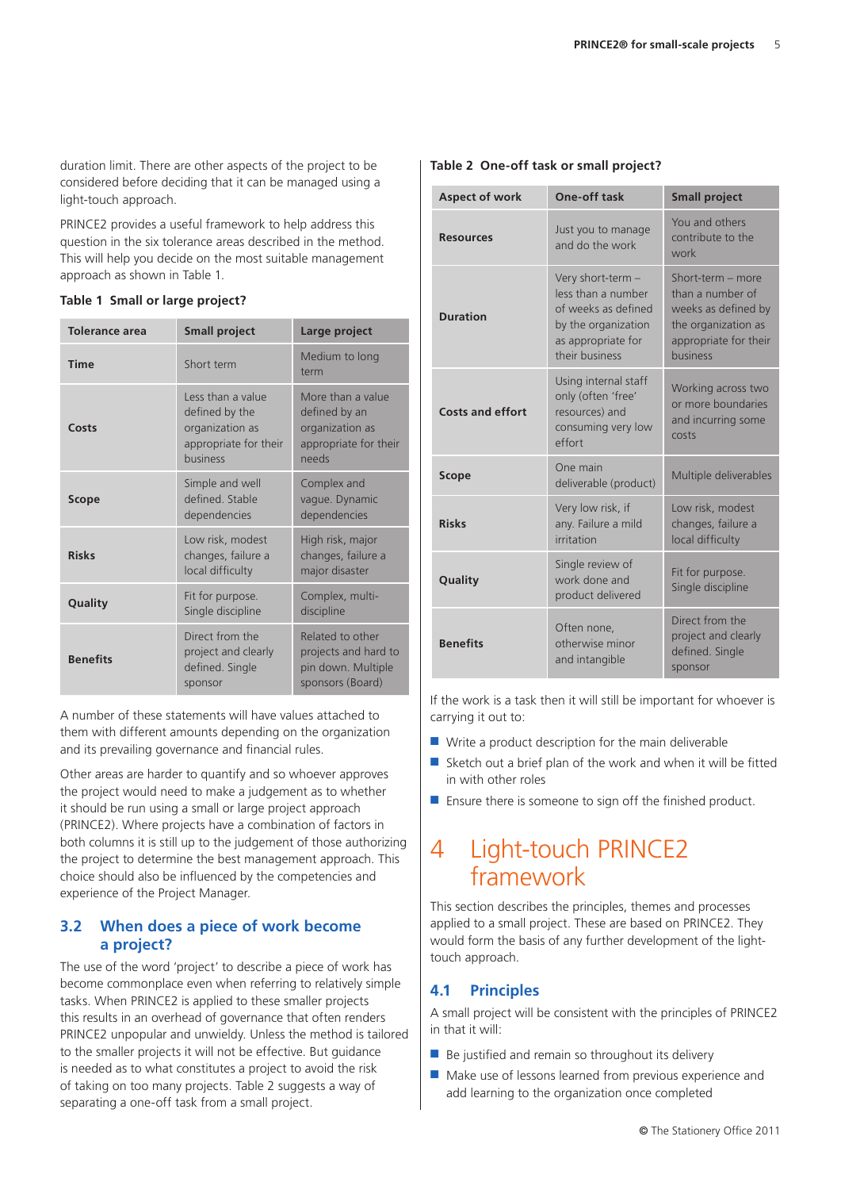duration limit. There are other aspects of the project to be considered before deciding that it can be managed using a light-touch approach.

PRINCE2 provides a useful framework to help address this question in the six tolerance areas described in the method. This will help you decide on the most suitable management approach as shown in Table 1.

**Table 1 Small or large project?**

| Tolerance area | Small project | Large project |
|---|---|---|
| **Time** | Short term | Medium to long term |
| **Costs** | Less than a value defined by the organization as appropriate for their business | More than a value defined by an organization as appropriate for their needs |
| **Scope** | Simple and well defined. Stable dependencies | Complex and vague. Dynamic dependencies |
| **Risks** | Low risk, modest changes, failure a local difficulty | High risk, major changes, failure a major disaster |
| **Quality** | Fit for purpose. Single discipline | Complex, multi-discipline |
| **Benefits** | Direct from the project and clearly defined. Single sponsor | Related to other projects and hard to pin down. Multiple sponsors (Board) |

A number of these statements will have values attached to them with different amounts depending on the organization and its prevailing governance and financial rules.

Other areas are harder to quantify and so whoever approves the project would need to make a judgement as to whether it should be run using a small or large project approach (PRINCE2). Where projects have a combination of factors in both columns it is still up to the judgement of those authorizing the project to determine the best management approach. This choice should also be influenced by the competencies and experience of the Project Manager.

### 3.2 When does a piece of work become a project?

The use of the word 'project' to describe a piece of work has become commonplace even when referring to relatively simple tasks. When PRINCE2 is applied to these smaller projects this results in an overhead of governance that often renders PRINCE2 unpopular and unwieldy. Unless the method is tailored to the smaller projects it will not be effective. But guidance is needed as to what constitutes a project to avoid the risk of taking on too many projects. Table 2 suggests a way of separating a one-off task from a small project.

**Table 2 One-off task or small project?**

| Aspect of work | One-off task | Small project |
|---|---|---|
| **Resources** | Just you to manage and do the work | You and others contribute to the work |
| **Duration** | Very short-term – less than a number of weeks as defined by the organization as appropriate for their business | Short-term – more than a number of weeks as defined by the organization as appropriate for their business |
| **Costs and effort** | Using internal staff only (often 'free' resources) and consuming very low effort | Working across two or more boundaries and incurring some costs |
| **Scope** | One main deliverable (product) | Multiple deliverables |
| **Risks** | Very low risk, if any. Failure a mild irritation | Low risk, modest changes, failure a local difficulty |
| **Quality** | Single review of work done and product delivered | Fit for purpose. Single discipline |
| **Benefits** | Often none, otherwise minor and intangible | Direct from the project and clearly defined. Single sponsor |

If the work is a task then it will still be important for whoever is carrying it out to:

- Write a product description for the main deliverable
- Sketch out a brief plan of the work and when it will be fitted in with other roles
- Ensure there is someone to sign off the finished product.

## 4 Light-touch PRINCE2 framework

This section describes the principles, themes and processes applied to a small project. These are based on PRINCE2. They would form the basis of any further development of the light-touch approach.

### 4.1 Principles

A small project will be consistent with the principles of PRINCE2 in that it will:

- Be justified and remain so throughout its delivery
- Make use of lessons learned from previous experience and add learning to the organization once completed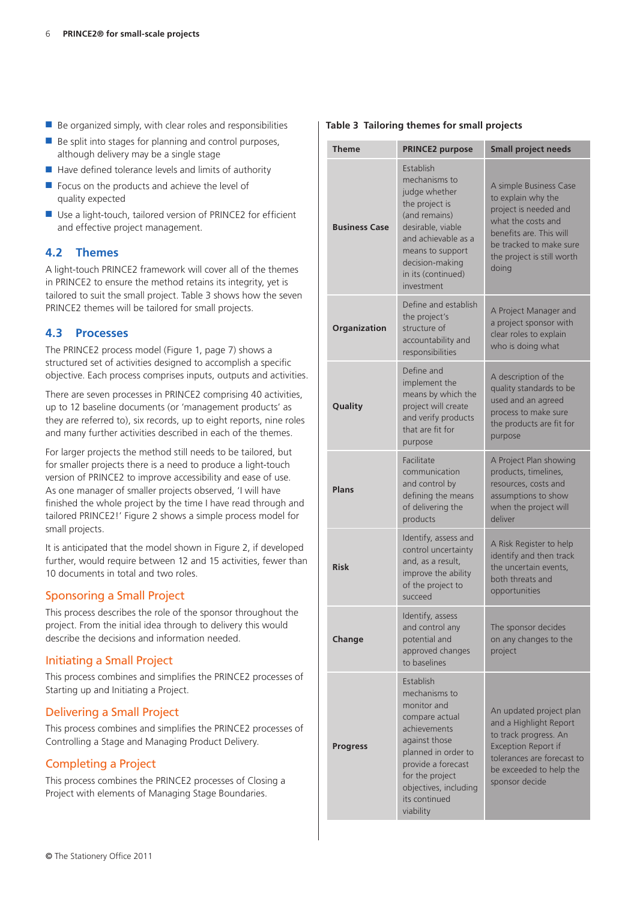- Be organized simply, with clear roles and responsibilities
- Be split into stages for planning and control purposes, although delivery may be a single stage
- Have defined tolerance levels and limits of authority
- Focus on the products and achieve the level of quality expected
- Use a light-touch, tailored version of PRINCE2 for efficient and effective project management.

## 4.2 Themes

A light-touch PRINCE2 framework will cover all of the themes in PRINCE2 to ensure the method retains its integrity, yet is tailored to suit the small project. Table 3 shows how the seven PRINCE2 themes will be tailored for small projects.

## 4.3 Processes

The PRINCE2 process model (Figure 1, page 7) shows a structured set of activities designed to accomplish a specific objective. Each process comprises inputs, outputs and activities.

There are seven processes in PRINCE2 comprising 40 activities, up to 12 baseline documents (or 'management products' as they are referred to), six records, up to eight reports, nine roles and many further activities described in each of the themes.

For larger projects the method still needs to be tailored, but for smaller projects there is a need to produce a light-touch version of PRINCE2 to improve accessibility and ease of use. As one manager of smaller projects observed, 'I will have finished the whole project by the time I have read through and tailored PRINCE2!' Figure 2 shows a simple process model for small projects.

It is anticipated that the model shown in Figure 2, if developed further, would require between 12 and 15 activities, fewer than 10 documents in total and two roles.

### Sponsoring a Small Project

This process describes the role of the sponsor throughout the project. From the initial idea through to delivery this would describe the decisions and information needed.

### Initiating a Small Project

This process combines and simplifies the PRINCE2 processes of Starting up and Initiating a Project.

### Delivering a Small Project

This process combines and simplifies the PRINCE2 processes of Controlling a Stage and Managing Product Delivery.

### Completing a Project

This process combines the PRINCE2 processes of Closing a Project with elements of Managing Stage Boundaries.

**Table 3 Tailoring themes for small projects**

| Theme | PRINCE2 purpose | Small project needs |
|---|---|---|
| **Business Case** | Establish mechanisms to judge whether the project is (and remains) desirable, viable and achievable as a means to support decision-making in its (continued) investment | A simple Business Case to explain why the project is needed and what the costs and benefits are. This will be tracked to make sure the project is still worth doing |
| **Organization** | Define and establish the project's structure of accountability and responsibilities | A Project Manager and a project sponsor with clear roles to explain who is doing what |
| **Quality** | Define and implement the means by which the project will create and verify products that are fit for purpose | A description of the quality standards to be used and an agreed process to make sure the products are fit for purpose |
| **Plans** | Facilitate communication and control by defining the means of delivering the products | A Project Plan showing products, timelines, resources, costs and assumptions to show when the project will deliver |
| **Risk** | Identify, assess and control uncertainty and, as a result, improve the ability of the project to succeed | A Risk Register to help identify and then track the uncertain events, both threats and opportunities |
| **Change** | Identify, assess and control any potential and approved changes to baselines | The sponsor decides on any changes to the project |
| **Progress** | Establish mechanisms to monitor and compare actual achievements against those planned in order to provide a forecast for the project objectives, including its continued viability | An updated project plan and a Highlight Report to track progress. An Exception Report if tolerances are forecast to be exceeded to help the sponsor decide |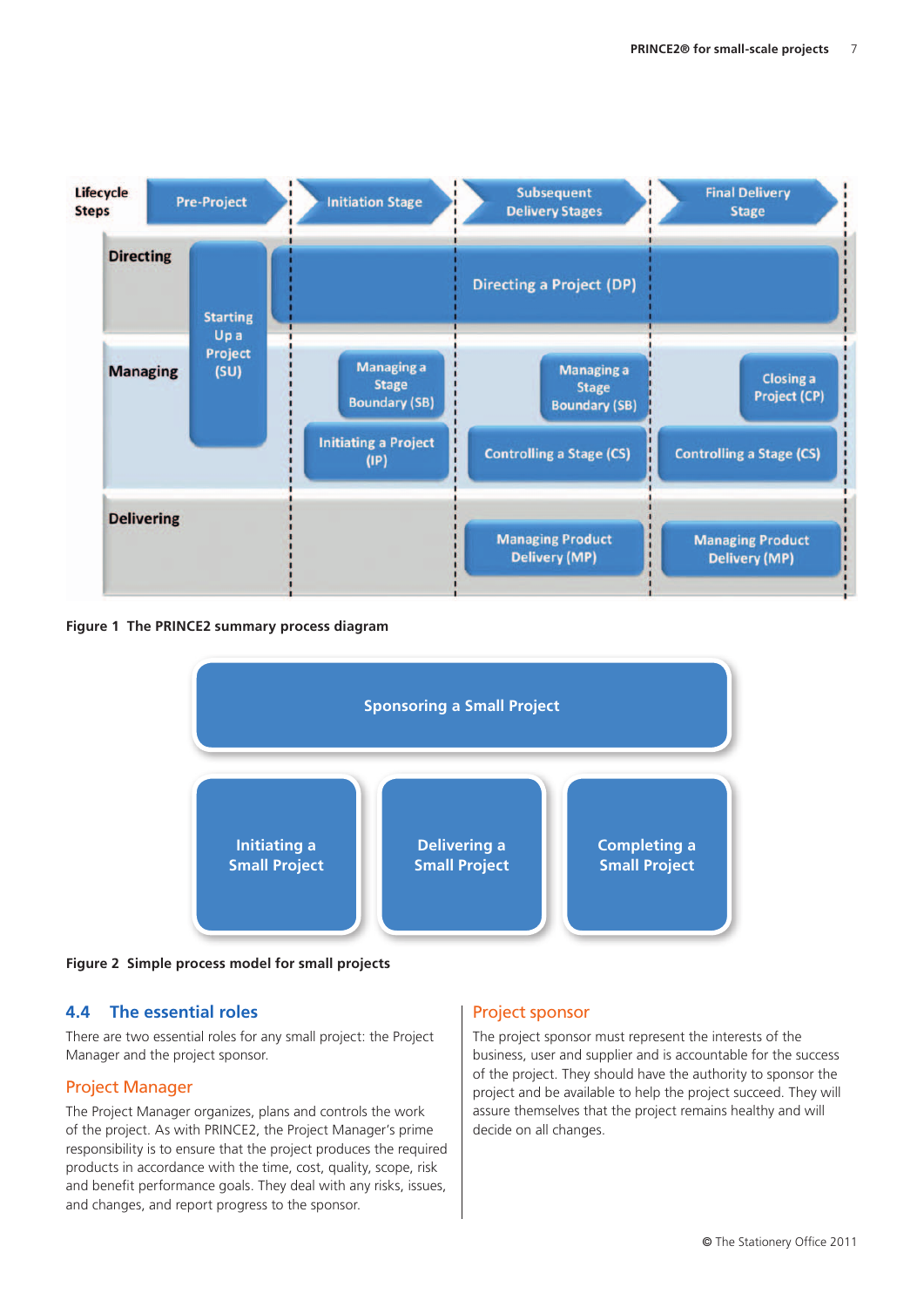Figure 1 The PRINCE2 summary process diagram

Figure 2 Simple process model for small projects

## 4.4 The essential roles

There are two essential roles for any small project: the Project Manager and the project sponsor.

### Project Manager

The Project Manager organizes, plans and controls the work of the project. As with PRINCE2, the Project Manager's prime responsibility is to ensure that the project produces the required products in accordance with the time, cost, quality, scope, risk and benefit performance goals. They deal with any risks, issues, and changes, and report progress to the sponsor.

### Project sponsor

The project sponsor must represent the interests of the business, user and supplier and is accountable for the success of the project. They should have the authority to sponsor the project and be available to help the project succeed. They will assure themselves that the project remains healthy and will decide on all changes.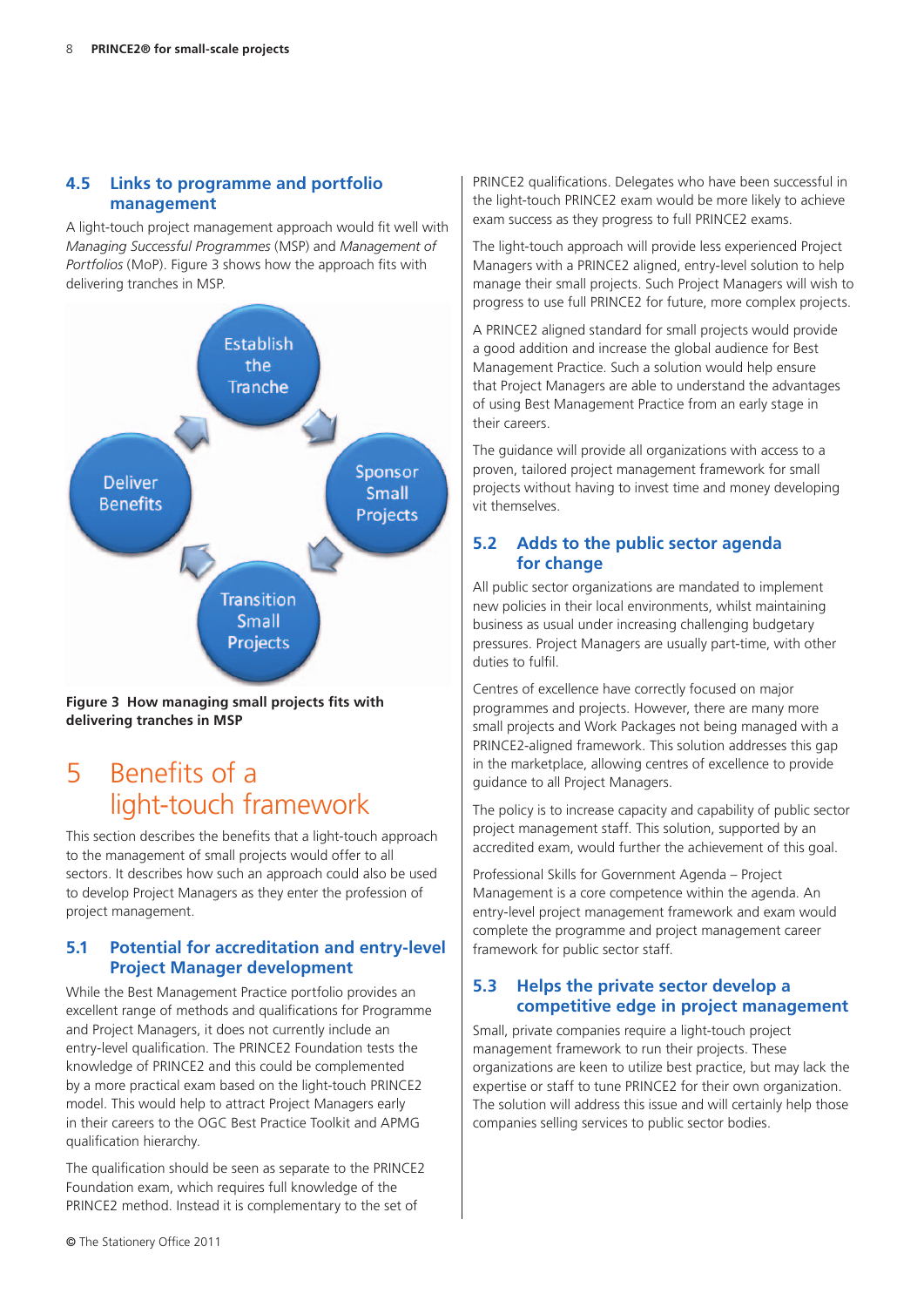### 4.5 Links to programme and portfolio management

A light-touch project management approach would fit well with *Managing Successful Programmes* (MSP) and *Management of Portfolios* (MoP). Figure 3 shows how the approach fits with delivering tranches in MSP.

Establish the Tranche

Sponsor Small Projects

Transition Small Projects

Deliver Benefits

**Figure 3 How managing small projects fits with delivering tranches in MSP**

# 5 Benefits of a light-touch framework

This section describes the benefits that a light-touch approach to the management of small projects would offer to all sectors. It describes how such an approach could also be used to develop Project Managers as they enter the profession of project management.

### 5.1 Potential for accreditation and entry-level Project Manager development

While the Best Management Practice portfolio provides an excellent range of methods and qualifications for Programme and Project Managers, it does not currently include an entry-level qualification. The PRINCE2 Foundation tests the knowledge of PRINCE2 and this could be complemented by a more practical exam based on the light-touch PRINCE2 model. This would help to attract Project Managers early in their careers to the OGC Best Practice Toolkit and APMG qualification hierarchy.

The qualification should be seen as separate to the PRINCE2 Foundation exam, which requires full knowledge of the PRINCE2 method. Instead it is complementary to the set of PRINCE2 qualifications. Delegates who have been successful in the light-touch PRINCE2 exam would be more likely to achieve exam success as they progress to full PRINCE2 exams.

The light-touch approach will provide less experienced Project Managers with a PRINCE2 aligned, entry-level solution to help manage their small projects. Such Project Managers will wish to progress to use full PRINCE2 for future, more complex projects.

A PRINCE2 aligned standard for small projects would provide a good addition and increase the global audience for Best Management Practice. Such a solution would help ensure that Project Managers are able to understand the advantages of using Best Management Practice from an early stage in their careers.

The guidance will provide all organizations with access to a proven, tailored project management framework for small projects without having to invest time and money developing vit themselves.

### 5.2 Adds to the public sector agenda for change

All public sector organizations are mandated to implement new policies in their local environments, whilst maintaining business as usual under increasing challenging budgetary pressures. Project Managers are usually part-time, with other duties to fulfil.

Centres of excellence have correctly focused on major programmes and projects. However, there are many more small projects and Work Packages not being managed with a PRINCE2-aligned framework. This solution addresses this gap in the marketplace, allowing centres of excellence to provide guidance to all Project Managers.

The policy is to increase capacity and capability of public sector project management staff. This solution, supported by an accredited exam, would further the achievement of this goal.

Professional Skills for Government Agenda – Project Management is a core competence within the agenda. An entry-level project management framework and exam would complete the programme and project management career framework for public sector staff.

### 5.3 Helps the private sector develop a competitive edge in project management

Small, private companies require a light-touch project management framework to run their projects. These organizations are keen to utilize best practice, but may lack the expertise or staff to tune PRINCE2 for their own organization. The solution will address this issue and will certainly help those companies selling services to public sector bodies.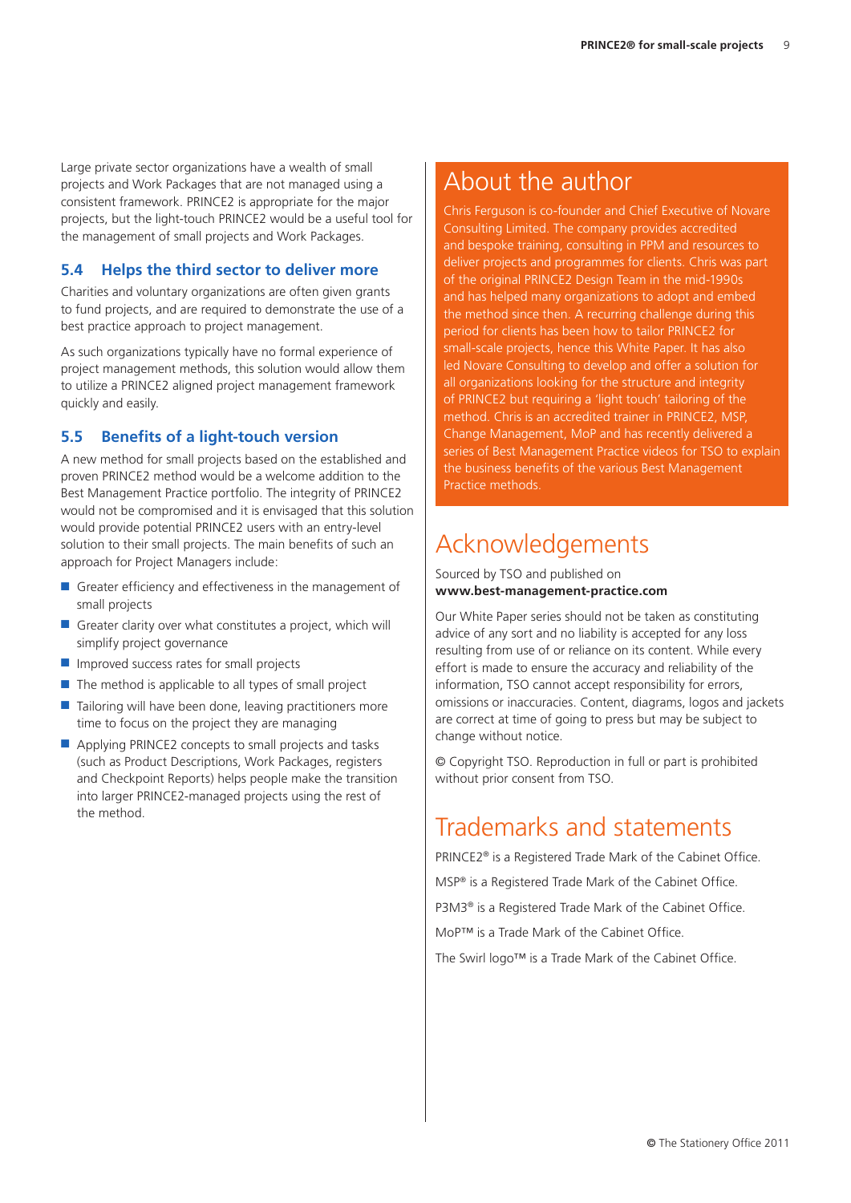Large private sector organizations have a wealth of small projects and Work Packages that are not managed using a consistent framework. PRINCE2 is appropriate for the major projects, but the light-touch PRINCE2 would be a useful tool for the management of small projects and Work Packages.

### 5.4 Helps the third sector to deliver more

Charities and voluntary organizations are often given grants to fund projects, and are required to demonstrate the use of a best practice approach to project management.

As such organizations typically have no formal experience of project management methods, this solution would allow them to utilize a PRINCE2 aligned project management framework quickly and easily.

### 5.5 Benefits of a light-touch version

A new method for small projects based on the established and proven PRINCE2 method would be a welcome addition to the Best Management Practice portfolio. The integrity of PRINCE2 would not be compromised and it is envisaged that this solution would provide potential PRINCE2 users with an entry-level solution to their small projects. The main benefits of such an approach for Project Managers include:

- Greater efficiency and effectiveness in the management of small projects
- Greater clarity over what constitutes a project, which will simplify project governance
- Improved success rates for small projects
- The method is applicable to all types of small project
- Tailoring will have been done, leaving practitioners more time to focus on the project they are managing
- Applying PRINCE2 concepts to small projects and tasks (such as Product Descriptions, Work Packages, registers and Checkpoint Reports) helps people make the transition into larger PRINCE2-managed projects using the rest of the method.

## About the author

Chris Ferguson is co-founder and Chief Executive of Novare Consulting Limited. The company provides accredited and bespoke training, consulting in PPM and resources to deliver projects and programmes for clients. Chris was part of the original PRINCE2 Design Team in the mid-1990s and has helped many organizations to adopt and embed the method since then. A recurring challenge during this period for clients has been how to tailor PRINCE2 for small-scale projects, hence this White Paper. It has also led Novare Consulting to develop and offer a solution for all organizations looking for the structure and integrity of PRINCE2 but requiring a 'light touch' tailoring of the method. Chris is an accredited trainer in PRINCE2, MSP, Change Management, MoP and has recently delivered a series of Best Management Practice videos for TSO to explain the business benefits of the various Best Management Practice methods.

## Acknowledgements

Sourced by TSO and published on
**www.best-management-practice.com**

Our White Paper series should not be taken as constituting advice of any sort and no liability is accepted for any loss resulting from use of or reliance on its content. While every effort is made to ensure the accuracy and reliability of the information, TSO cannot accept responsibility for errors, omissions or inaccuracies. Content, diagrams, logos and jackets are correct at time of going to press but may be subject to change without notice.

© Copyright TSO. Reproduction in full or part is prohibited without prior consent from TSO.

## Trademarks and statements

PRINCE2® is a Registered Trade Mark of the Cabinet Office.

MSP® is a Registered Trade Mark of the Cabinet Office.

P3M3® is a Registered Trade Mark of the Cabinet Office.

MoP™ is a Trade Mark of the Cabinet Office.

The Swirl logo™ is a Trade Mark of the Cabinet Office.

© The Stationery Office 2011